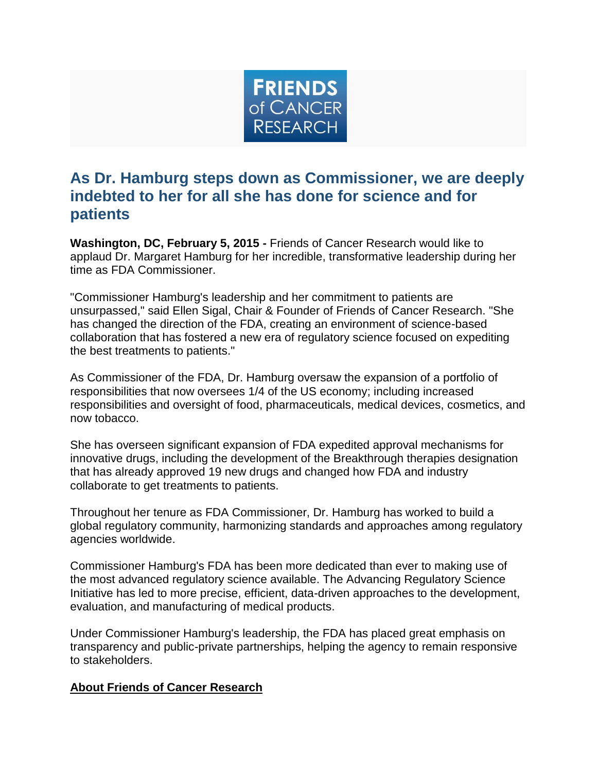FRIENDS of CANCER RESEARCH

# As Dr. Hamburg steps down as Commissioner, we are deeply indebted to her for all she has done for science and for patients

**Washington, DC, February 5, 2015 -** Friends of Cancer Research would like to applaud Dr. Margaret Hamburg for her incredible, transformative leadership during her time as FDA Commissioner.

"Commissioner Hamburg's leadership and her commitment to patients are unsurpassed," said Ellen Sigal, Chair & Founder of Friends of Cancer Research. "She has changed the direction of the FDA, creating an environment of science-based collaboration that has fostered a new era of regulatory science focused on expediting the best treatments to patients."

As Commissioner of the FDA, Dr. Hamburg oversaw the expansion of a portfolio of responsibilities that now oversees 1/4 of the US economy; including increased responsibilities and oversight of food, pharmaceuticals, medical devices, cosmetics, and now tobacco.

She has overseen significant expansion of FDA expedited approval mechanisms for innovative drugs, including the development of the Breakthrough therapies designation that has already approved 19 new drugs and changed how FDA and industry collaborate to get treatments to patients.

Throughout her tenure as FDA Commissioner, Dr. Hamburg has worked to build a global regulatory community, harmonizing standards and approaches among regulatory agencies worldwide.

Commissioner Hamburg's FDA has been more dedicated than ever to making use of the most advanced regulatory science available. The Advancing Regulatory Science Initiative has led to more precise, efficient, data-driven approaches to the development, evaluation, and manufacturing of medical products.

Under Commissioner Hamburg's leadership, the FDA has placed great emphasis on transparency and public-private partnerships, helping the agency to remain responsive to stakeholders.

**About Friends of Cancer Research**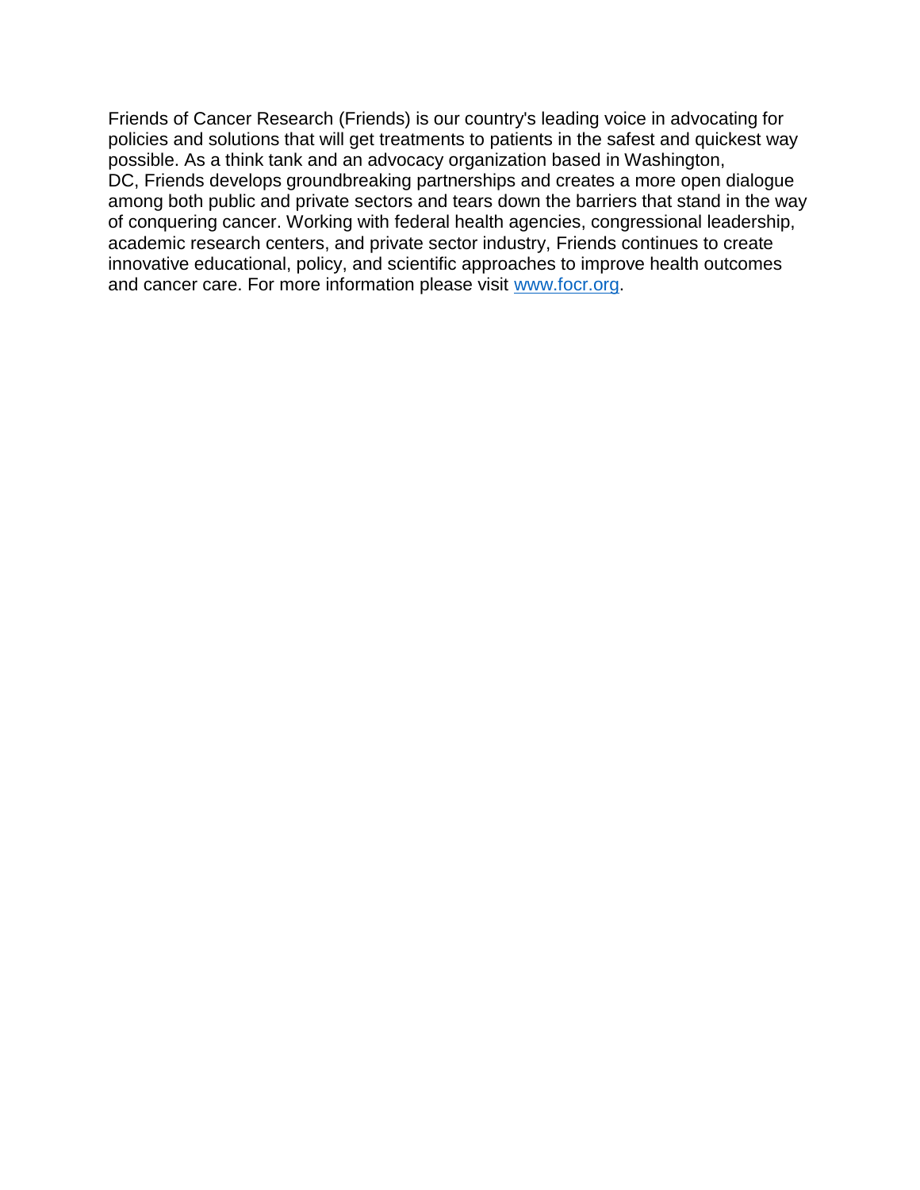Friends of Cancer Research (Friends) is our country's leading voice in advocating for policies and solutions that will get treatments to patients in the safest and quickest way possible. As a think tank and an advocacy organization based in Washington, DC, Friends develops groundbreaking partnerships and creates a more open dialogue among both public and private sectors and tears down the barriers that stand in the way of conquering cancer. Working with federal health agencies, congressional leadership, academic research centers, and private sector industry, Friends continues to create innovative educational, policy, and scientific approaches to improve health outcomes and cancer care. For more information please visit [www.focr.org](http://www.focr.org).